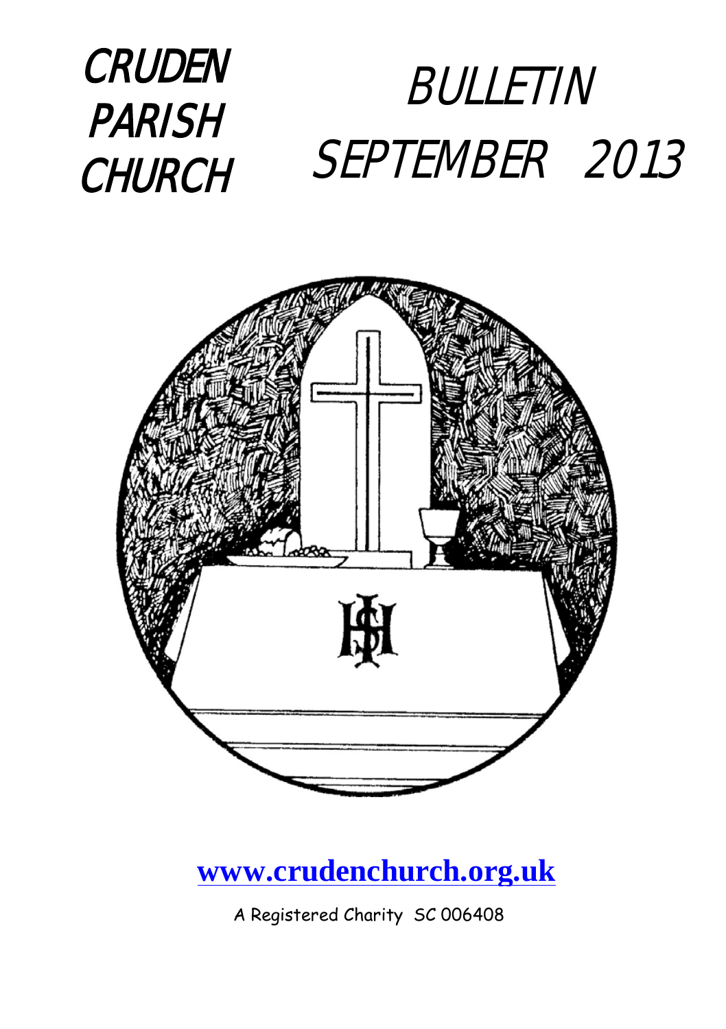# CRUDEN PARISH CHURCH

# BULLETIN SEPTEMBER 2013

**www.crudenchurch.org.uk**

A Registered Charity SC 006408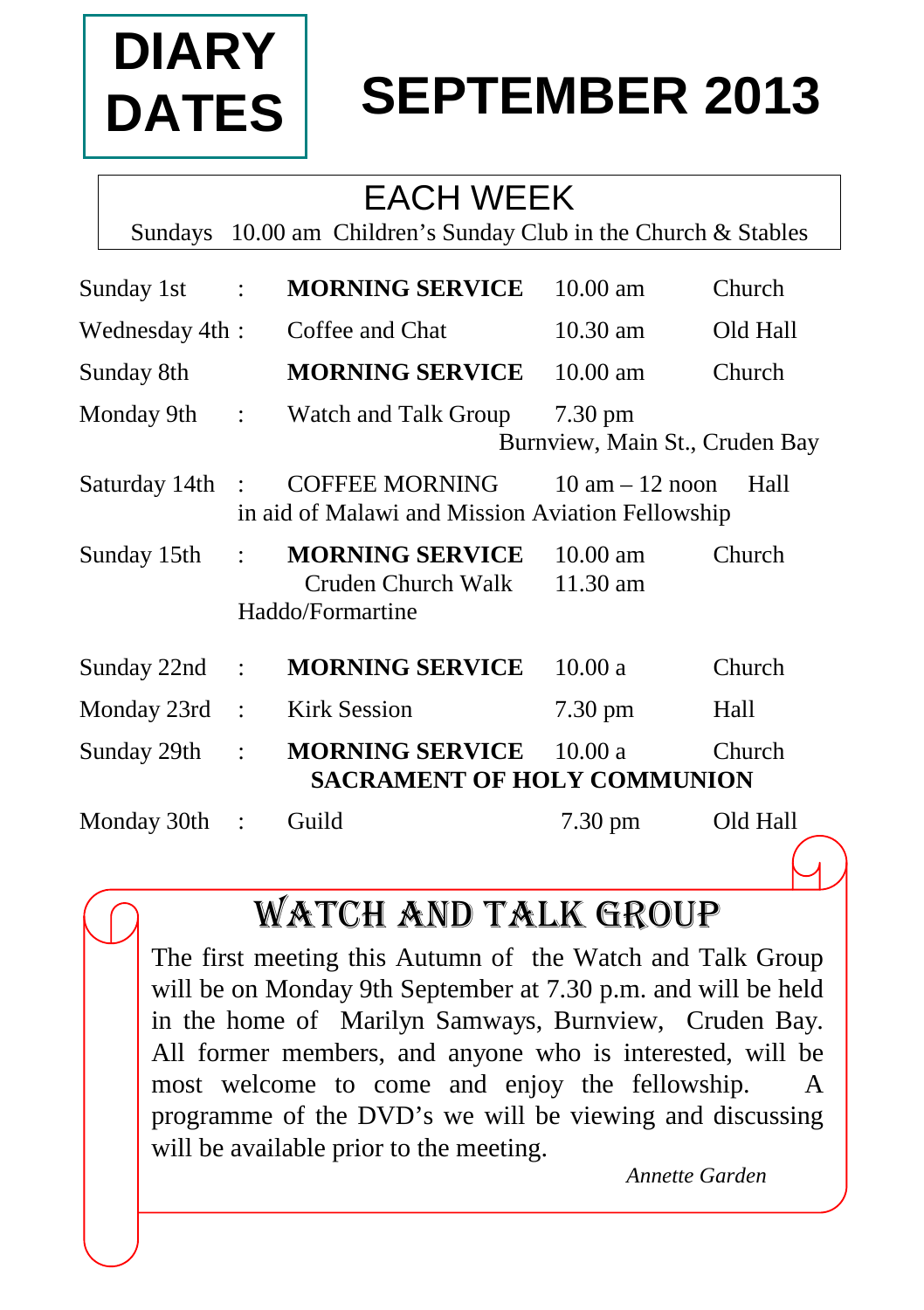# DIARY DATES

# SEPTEMBER 2013

## EACH WEEK

Sundays 10.00 am Children's Sunday Club in the Church & Stables

| | | | | |
|---|---|---|---|---|
| Sunday 1st | : | **MORNING SERVICE** | 10.00 am | Church |
| Wednesday 4th | : | Coffee and Chat | 10.30 am | Old Hall |
| Sunday 8th | | **MORNING SERVICE** | 10.00 am | Church |
| Monday 9th | : | Watch and Talk Group | 7.30 pm Burnview, Main St., Cruden Bay | |
| Saturday 14th | : | COFFEE MORNING in aid of Malawi and Mission Aviation Fellowship | 10 am – 12 noon | Hall |
| Sunday 15th | : | **MORNING SERVICE** | 10.00 am | Church |
| | | Cruden Church Walk Haddo/Formartine | 11.30 am | |
| Sunday 22nd | : | **MORNING SERVICE** | 10.00 a | Church |
| Monday 23rd | : | Kirk Session | 7.30 pm | Hall |
| Sunday 29th | : | **MORNING SERVICE** **SACRAMENT OF HOLY COMMUNION** | 10.00 a | Church |
| Monday 30th | : | Guild | 7.30 pm | Old Hall |

## WATCH AND TALK GROUP

The first meeting this Autumn of the Watch and Talk Group will be on Monday 9th September at 7.30 p.m. and will be held in the home of Marilyn Samways, Burnview, Cruden Bay. All former members, and anyone who is interested, will be most welcome to come and enjoy the fellowship. A programme of the DVD's we will be viewing and discussing will be available prior to the meeting.

*Annette Garden*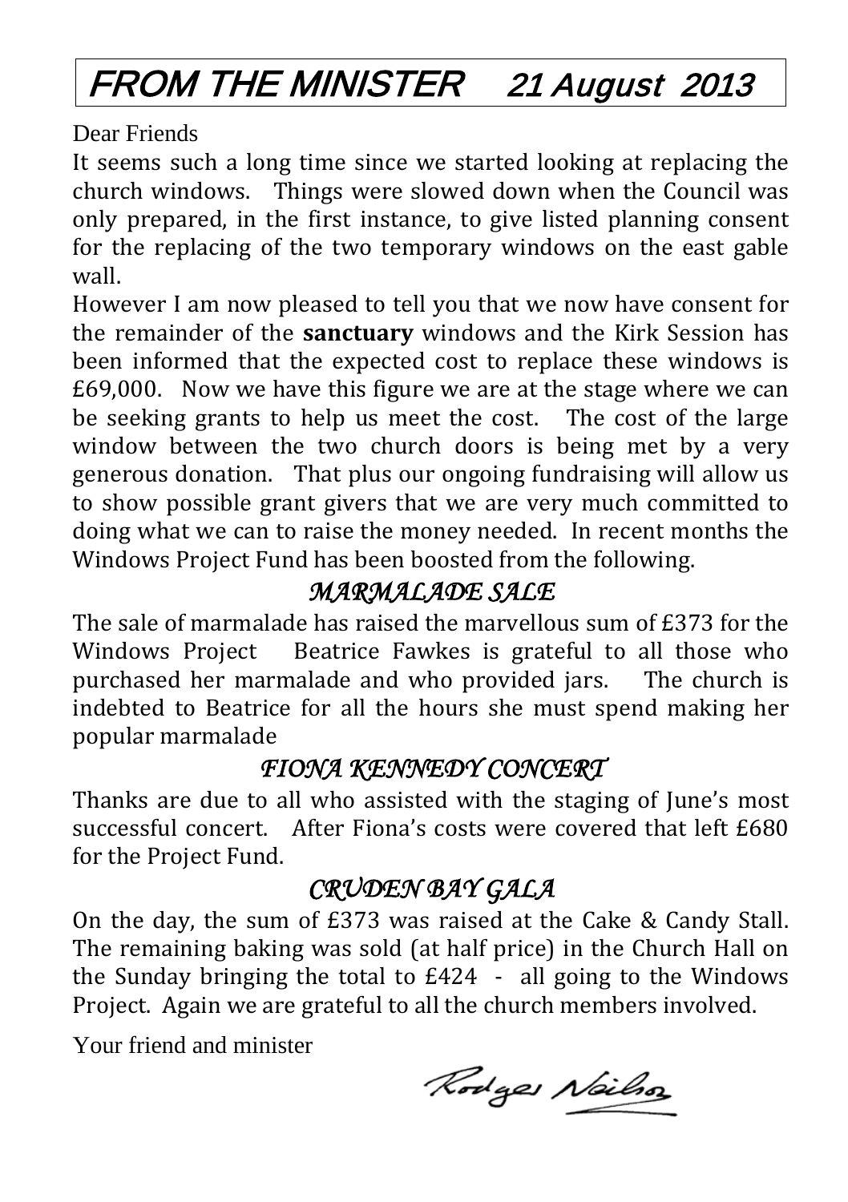# FROM THE MINISTER    21 August 2013

Dear Friends

It seems such a long time since we started looking at replacing the church windows. Things were slowed down when the Council was only prepared, in the first instance, to give listed planning consent for the replacing of the two temporary windows on the east gable wall.

However I am now pleased to tell you that we now have consent for the remainder of the **sanctuary** windows and the Kirk Session has been informed that the expected cost to replace these windows is £69,000. Now we have this figure we are at the stage where we can be seeking grants to help us meet the cost. The cost of the large window between the two church doors is being met by a very generous donation. That plus our ongoing fundraising will allow us to show possible grant givers that we are very much committed to doing what we can to raise the money needed. In recent months the Windows Project Fund has been boosted from the following.

## *MARMALADE SALE*

The sale of marmalade has raised the marvellous sum of £373 for the Windows Project Beatrice Fawkes is grateful to all those who purchased her marmalade and who provided jars. The church is indebted to Beatrice for all the hours she must spend making her popular marmalade

## *FIONA KENNEDY CONCERT*

Thanks are due to all who assisted with the staging of June's most successful concert. After Fiona's costs were covered that left £680 for the Project Fund.

## *CRUDEN BAY GALA*

On the day, the sum of £373 was raised at the Cake & Candy Stall. The remaining baking was sold (at half price) in the Church Hall on the Sunday bringing the total to £424 - all going to the Windows Project. Again we are grateful to all the church members involved.

Your friend and minister

Rodger Neilson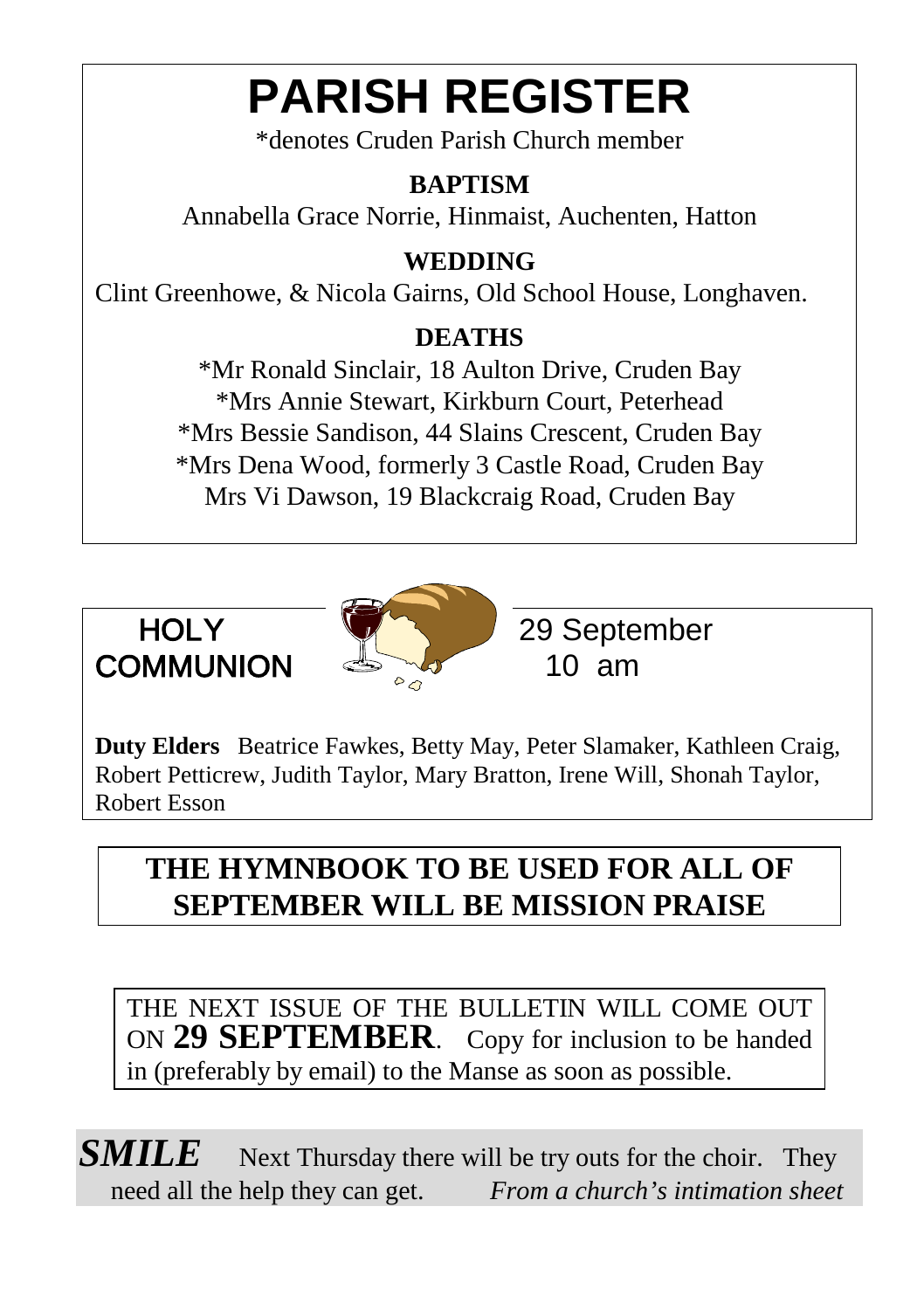# PARISH REGISTER

*denotes Cruden Parish Church member

**BAPTISM**

Annabella Grace Norrie, Hinmaist, Auchenten, Hatton

**WEDDING**

Clint Greenhowe, & Nicola Gairns, Old School House, Longhaven.

**DEATHS**

*Mr Ronald Sinclair, 18 Aulton Drive, Cruden Bay
*Mrs Annie Stewart, Kirkburn Court, Peterhead
*Mrs Bessie Sandison, 44 Slains Crescent, Cruden Bay
*Mrs Dena Wood, formerly 3 Castle Road, Cruden Bay
Mrs Vi Dawson, 19 Blackcraig Road, Cruden Bay

## HOLY COMMUNION

29 September
10 am

**Duty Elders** Beatrice Fawkes, Betty May, Peter Slamaker, Kathleen Craig, Robert Petticrew, Judith Taylor, Mary Bratton, Irene Will, Shonah Taylor, Robert Esson

## THE HYMNBOOK TO BE USED FOR ALL OF SEPTEMBER WILL BE MISSION PRAISE

THE NEXT ISSUE OF THE BULLETIN WILL COME OUT ON **29 SEPTEMBER**. Copy for inclusion to be handed in (preferably by email) to the Manse as soon as possible.

***SMILE*** Next Thursday there will be try outs for the choir. They need all the help they can get. *From a church's intimation sheet*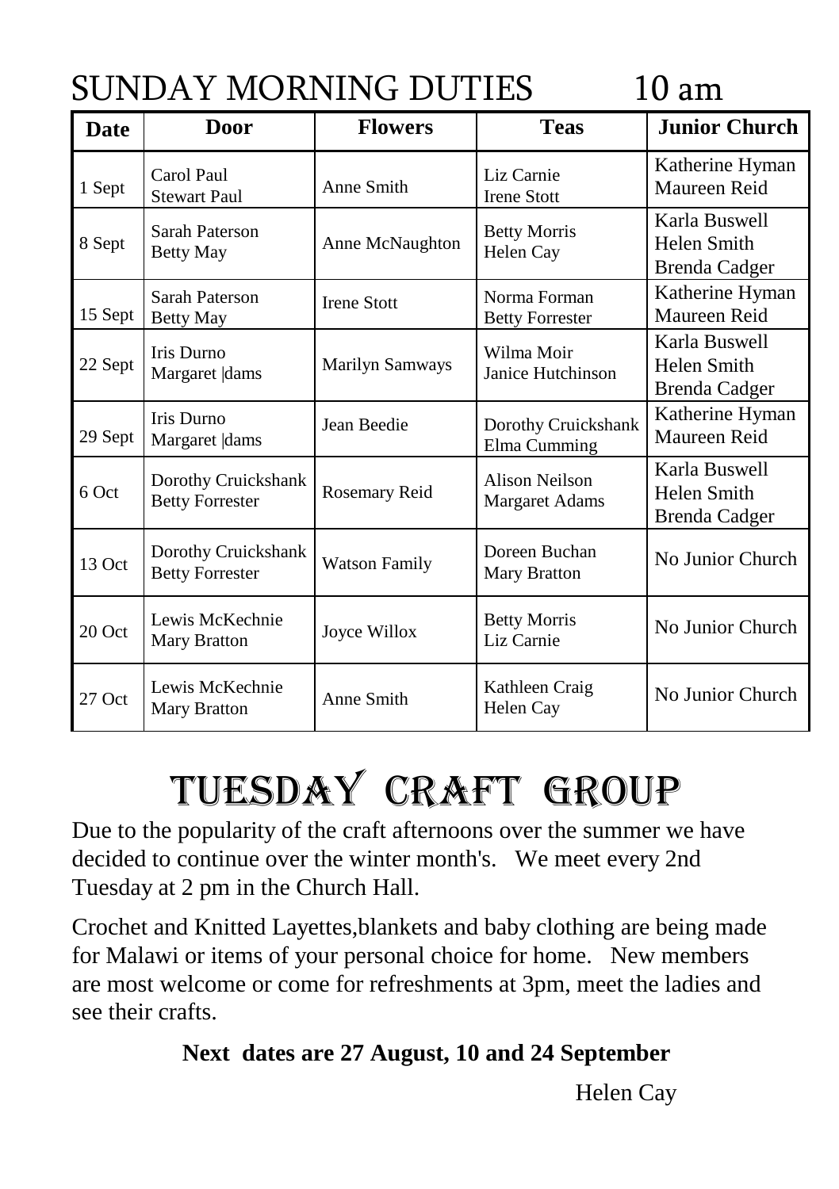# SUNDAY MORNING DUTIES 10 am

| Date | Door | Flowers | Teas | Junior Church |
|---|---|---|---|---|
| 1 Sept | Carol Paul<br>Stewart Paul | Anne Smith | Liz Carnie<br>Irene Stott | Katherine Hyman<br>Maureen Reid |
| 8 Sept | Sarah Paterson<br>Betty May | Anne McNaughton | Betty Morris<br>Helen Cay | Karla Buswell<br>Helen Smith<br>Brenda Cadger |
| 15 Sept | Sarah Paterson<br>Betty May | Irene Stott | Norma Forman<br>Betty Forrester | Katherine Hyman<br>Maureen Reid |
| 22 Sept | Iris Durno<br>Margaret |dams | Marilyn Samways | Wilma Moir<br>Janice Hutchinson | Karla Buswell<br>Helen Smith<br>Brenda Cadger |
| 29 Sept | Iris Durno<br>Margaret |dams | Jean Beedie | Dorothy Cruickshank<br>Elma Cumming | Katherine Hyman<br>Maureen Reid |
| 6 Oct | Dorothy Cruickshank<br>Betty Forrester | Rosemary Reid | Alison Neilson<br>Margaret Adams | Karla Buswell<br>Helen Smith<br>Brenda Cadger |
| 13 Oct | Dorothy Cruickshank<br>Betty Forrester | Watson Family | Doreen Buchan<br>Mary Bratton | No Junior Church |
| 20 Oct | Lewis McKechnie<br>Mary Bratton | Joyce Willox | Betty Morris<br>Liz Carnie | No Junior Church |
| 27 Oct | Lewis McKechnie<br>Mary Bratton | Anne Smith | Kathleen Craig<br>Helen Cay | No Junior Church |

# TUESDAY CRAFT GROUP

Due to the popularity of the craft afternoons over the summer we have decided to continue over the winter month's. We meet every 2nd Tuesday at 2 pm in the Church Hall.

Crochet and Knitted Layettes,blankets and baby clothing are being made for Malawi or items of your personal choice for home. New members are most welcome or come for refreshments at 3pm, meet the ladies and see their crafts.

**Next dates are 27 August, 10 and 24 September**

Helen Cay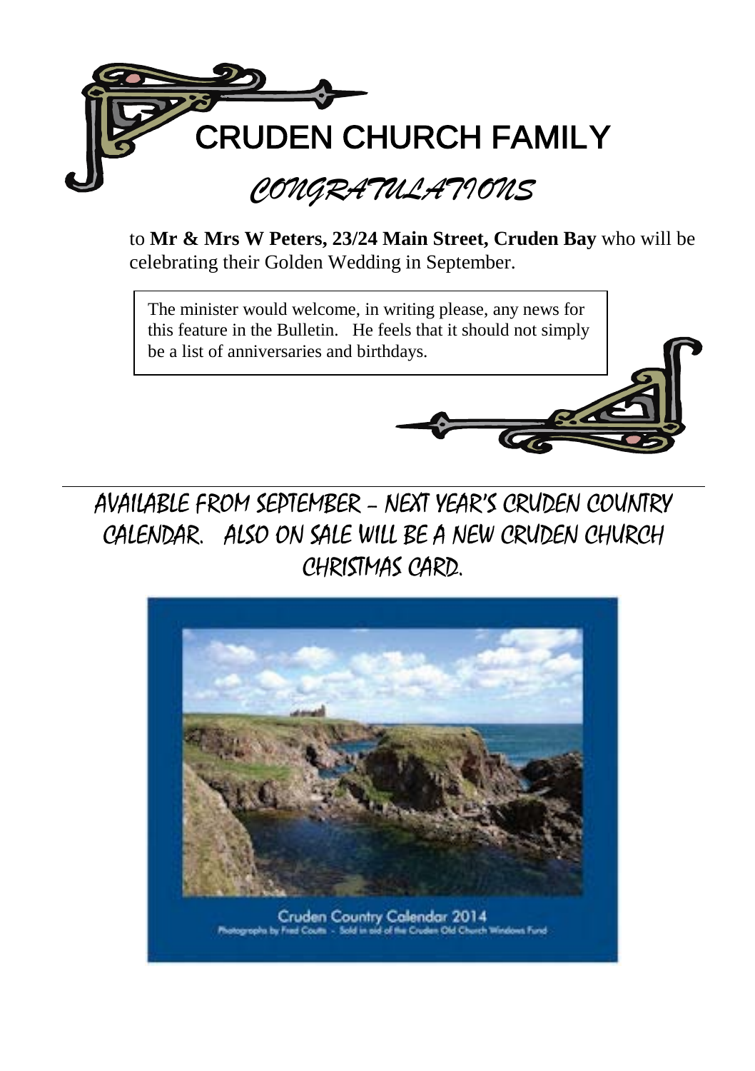# CRUDEN CHURCH FAMILY

## *CONGRATULATIONS*

to **Mr & Mrs W Peters, 23/24 Main Street, Cruden Bay** who will be celebrating their Golden Wedding in September.

The minister would welcome, in writing please, any news for this feature in the Bulletin. He feels that it should not simply be a list of anniversaries and birthdays.

---

AVAILABLE FROM SEPTEMBER – NEXT YEAR'S CRUDEN COUNTRY CALENDAR. ALSO ON SALE WILL BE A NEW CRUDEN CHURCH CHRISTMAS CARD.

Cruden Country Calendar 2014

Photographs by Fred Coutts - Sold in aid of the Cruden Old Church Windows Fund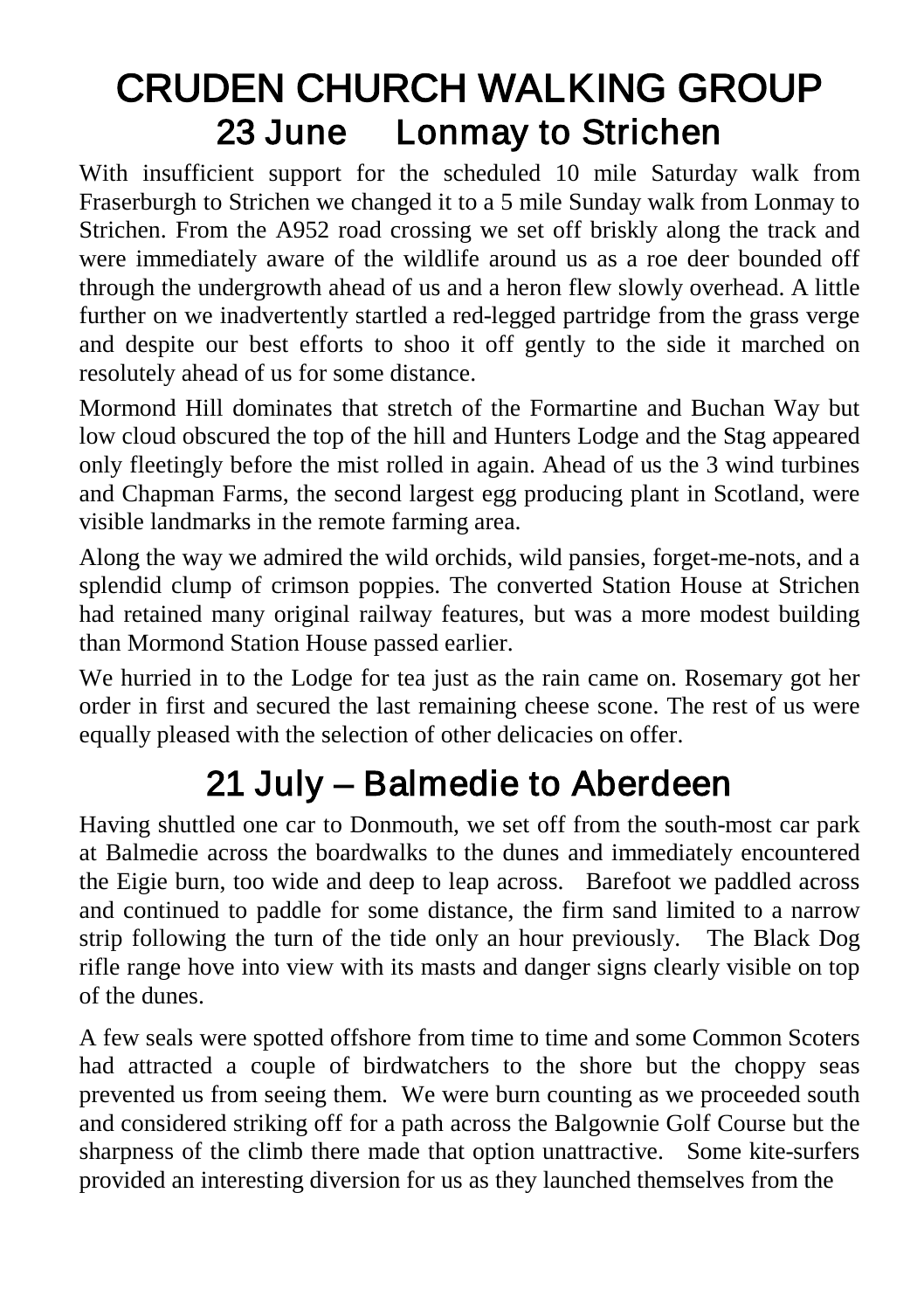# CRUDEN CHURCH WALKING GROUP

## 23 June Lonmay to Strichen

With insufficient support for the scheduled 10 mile Saturday walk from Fraserburgh to Strichen we changed it to a 5 mile Sunday walk from Lonmay to Strichen. From the A952 road crossing we set off briskly along the track and were immediately aware of the wildlife around us as a roe deer bounded off through the undergrowth ahead of us and a heron flew slowly overhead. A little further on we inadvertently startled a red-legged partridge from the grass verge and despite our best efforts to shoo it off gently to the side it marched on resolutely ahead of us for some distance.

Mormond Hill dominates that stretch of the Formartine and Buchan Way but low cloud obscured the top of the hill and Hunters Lodge and the Stag appeared only fleetingly before the mist rolled in again. Ahead of us the 3 wind turbines and Chapman Farms, the second largest egg producing plant in Scotland, were visible landmarks in the remote farming area.

Along the way we admired the wild orchids, wild pansies, forget-me-nots, and a splendid clump of crimson poppies. The converted Station House at Strichen had retained many original railway features, but was a more modest building than Mormond Station House passed earlier.

We hurried in to the Lodge for tea just as the rain came on. Rosemary got her order in first and secured the last remaining cheese scone. The rest of us were equally pleased with the selection of other delicacies on offer.

## 21 July – Balmedie to Aberdeen

Having shuttled one car to Donmouth, we set off from the south-most car park at Balmedie across the boardwalks to the dunes and immediately encountered the Eigie burn, too wide and deep to leap across. Barefoot we paddled across and continued to paddle for some distance, the firm sand limited to a narrow strip following the turn of the tide only an hour previously. The Black Dog rifle range hove into view with its masts and danger signs clearly visible on top of the dunes.

A few seals were spotted offshore from time to time and some Common Scoters had attracted a couple of birdwatchers to the shore but the choppy seas prevented us from seeing them. We were burn counting as we proceeded south and considered striking off for a path across the Balgownie Golf Course but the sharpness of the climb there made that option unattractive. Some kite-surfers provided an interesting diversion for us as they launched themselves from the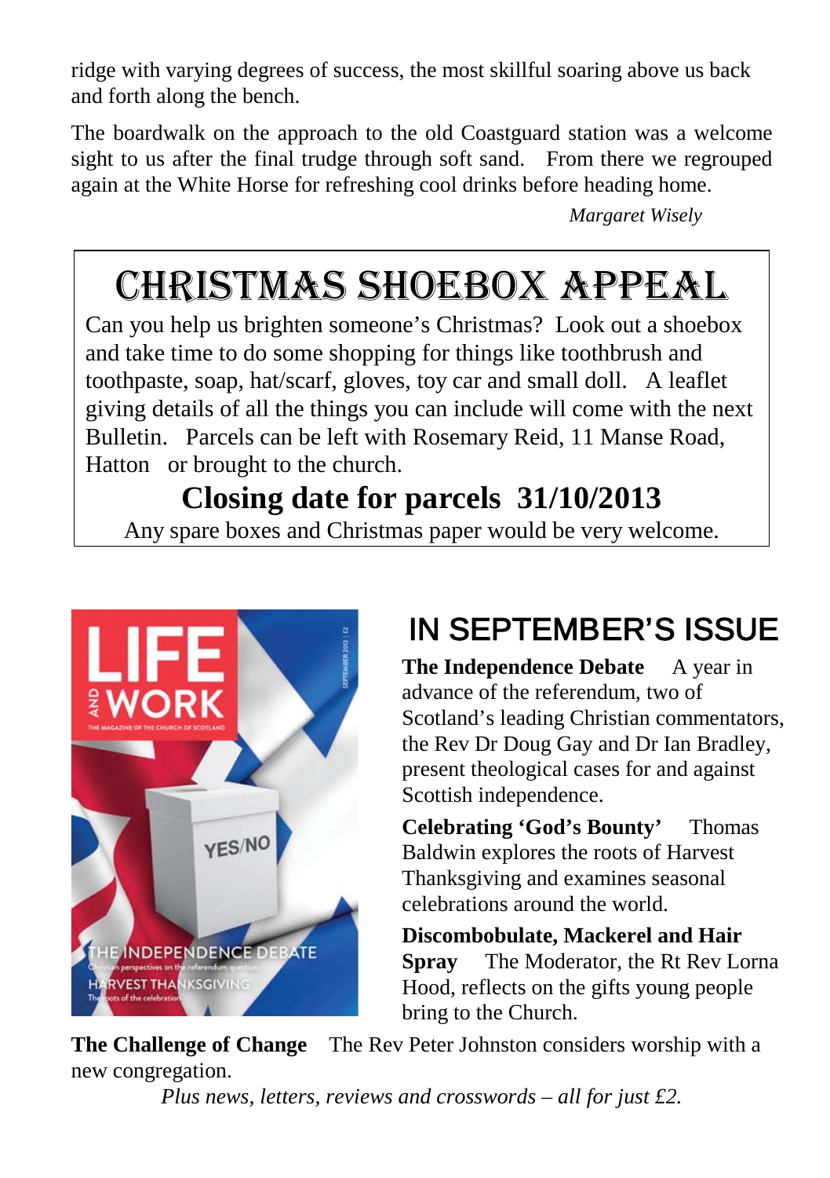ridge with varying degrees of success, the most skillful soaring above us back and forth along the bench.

The boardwalk on the approach to the old Coastguard station was a welcome sight to us after the final trudge through soft sand. From there we regrouped again at the White Horse for refreshing cool drinks before heading home.

*Margaret Wisely*

# CHRISTMAS SHOEBOX APPEAL

Can you help us brighten someone's Christmas? Look out a shoebox and take time to do some shopping for things like toothbrush and toothpaste, soap, hat/scarf, gloves, toy car and small doll. A leaflet giving details of all the things you can include will come with the next Bulletin. Parcels can be left with Rosemary Reid, 11 Manse Road, Hatton or brought to the church.

**Closing date for parcels 31/10/2013**

Any spare boxes and Christmas paper would be very welcome.

## IN SEPTEMBER'S ISSUE

**The Independence Debate** A year in advance of the referendum, two of Scotland's leading Christian commentators, the Rev Dr Doug Gay and Dr Ian Bradley, present theological cases for and against Scottish independence.

**Celebrating 'God's Bounty'** Thomas Baldwin explores the roots of Harvest Thanksgiving and examines seasonal celebrations around the world.

**Discombobulate, Mackerel and Hair Spray** The Moderator, the Rt Rev Lorna Hood, reflects on the gifts young people bring to the Church.

**The Challenge of Change** The Rev Peter Johnston considers worship with a new congregation.

*Plus news, letters, reviews and crosswords – all for just £2.*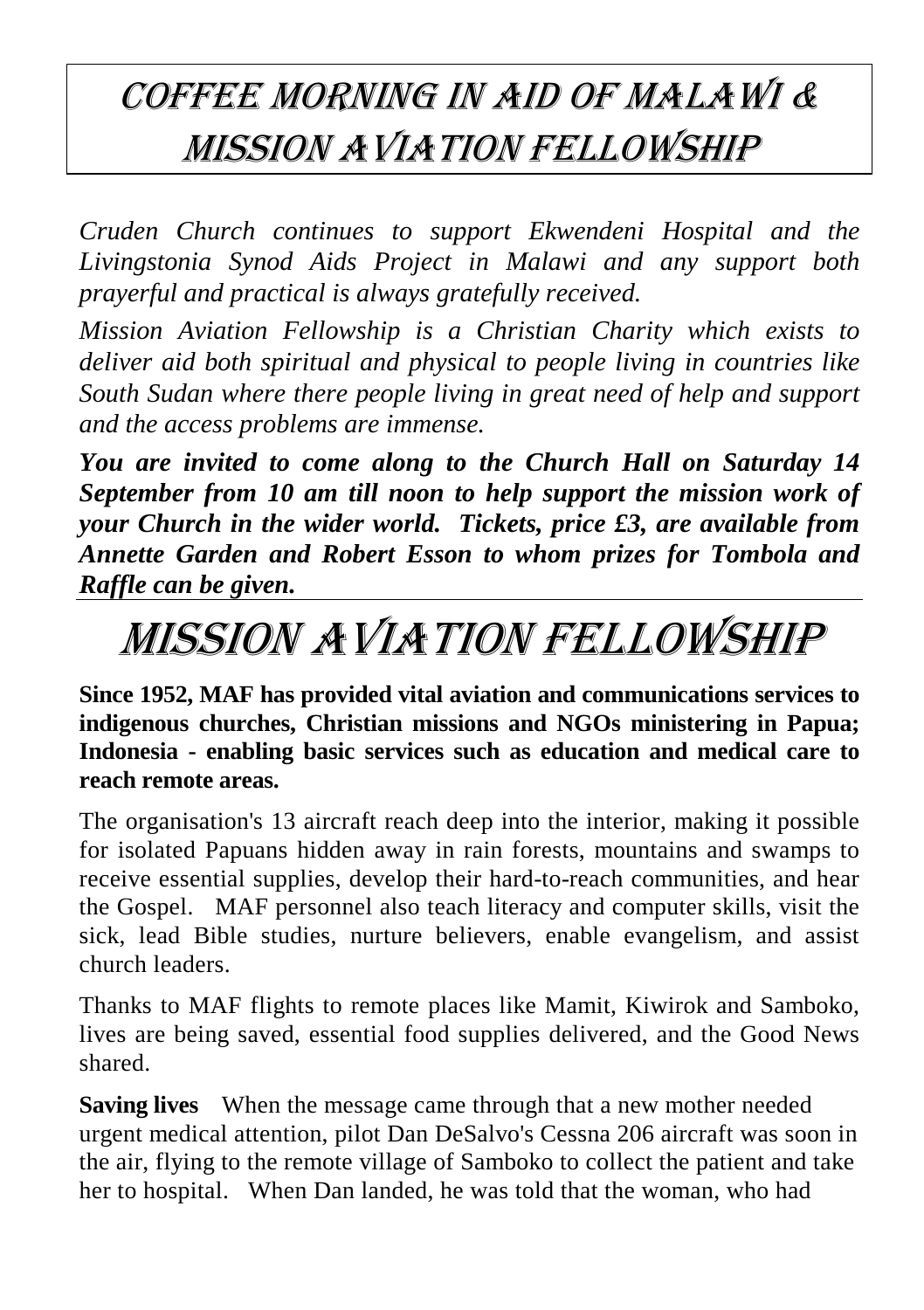# COFFEE MORNING IN AID OF MALAWI & MISSION AVIATION FELLOWSHIP

*Cruden Church continues to support Ekwendeni Hospital and the Livingstonia Synod Aids Project in Malawi and any support both prayerful and practical is always gratefully received.*

*Mission Aviation Fellowship is a Christian Charity which exists to deliver aid both spiritual and physical to people living in countries like South Sudan where there people living in great need of help and support and the access problems are immense.*

***You are invited to come along to the Church Hall on Saturday 14 September from 10 am till noon to help support the mission work of your Church in the wider world. Tickets, price £3, are available from Annette Garden and Robert Esson to whom prizes for Tombola and Raffle can be given.***

# MISSION AVIATION FELLOWSHIP

**Since 1952, MAF has provided vital aviation and communications services to indigenous churches, Christian missions and NGOs ministering in Papua; Indonesia - enabling basic services such as education and medical care to reach remote areas.**

The organisation's 13 aircraft reach deep into the interior, making it possible for isolated Papuans hidden away in rain forests, mountains and swamps to receive essential supplies, develop their hard-to-reach communities, and hear the Gospel. MAF personnel also teach literacy and computer skills, visit the sick, lead Bible studies, nurture believers, enable evangelism, and assist church leaders.

Thanks to MAF flights to remote places like Mamit, Kiwirok and Samboko, lives are being saved, essential food supplies delivered, and the Good News shared.

**Saving lives** When the message came through that a new mother needed urgent medical attention, pilot Dan DeSalvo's Cessna 206 aircraft was soon in the air, flying to the remote village of Samboko to collect the patient and take her to hospital. When Dan landed, he was told that the woman, who had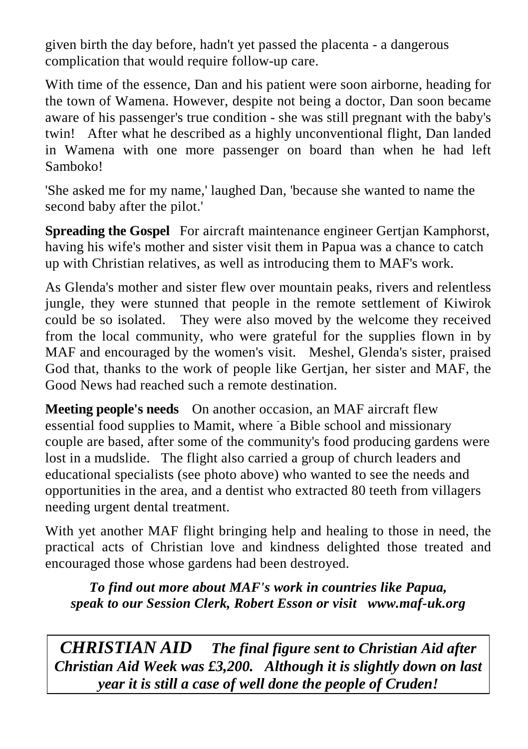given birth the day before, hadn't yet passed the placenta - a dangerous complication that would require follow-up care.

With time of the essence, Dan and his patient were soon airborne, heading for the town of Wamena. However, despite not being a doctor, Dan soon became aware of his passenger's true condition - she was still pregnant with the baby's twin! After what he described as a highly unconventional flight, Dan landed in Wamena with one more passenger on board than when he had left Samboko!

'She asked me for my name,' laughed Dan, 'because she wanted to name the second baby after the pilot.'

**Spreading the Gospel** For aircraft maintenance engineer Gertjan Kamphorst, having his wife's mother and sister visit them in Papua was a chance to catch up with Christian relatives, as well as introducing them to MAF's work.

As Glenda's mother and sister flew over mountain peaks, rivers and relentless jungle, they were stunned that people in the remote settlement of Kiwirok could be so isolated. They were also moved by the welcome they received from the local community, who were grateful for the supplies flown in by MAF and encouraged by the women's visit. Meshel, Glenda's sister, praised God that, thanks to the work of people like Gertjan, her sister and MAF, the Good News had reached such a remote destination.

**Meeting people's needs** On another occasion, an MAF aircraft flew essential food supplies to Mamit, where a Bible school and missionary couple are based, after some of the community's food producing gardens were lost in a mudslide. The flight also carried a group of church leaders and educational specialists (see photo above) who wanted to see the needs and opportunities in the area, and a dentist who extracted 80 teeth from villagers needing urgent dental treatment.

With yet another MAF flight bringing help and healing to those in need, the practical acts of Christian love and kindness delighted those treated and encouraged those whose gardens had been destroyed.

***To find out more about MAF's work in countries like Papua, speak to our Session Clerk, Robert Esson or visit www.maf-uk.org***

***CHRISTIAN AID*** ***The final figure sent to Christian Aid after Christian Aid Week was £3,200. Although it is slightly down on last year it is still a case of well done the people of Cruden!***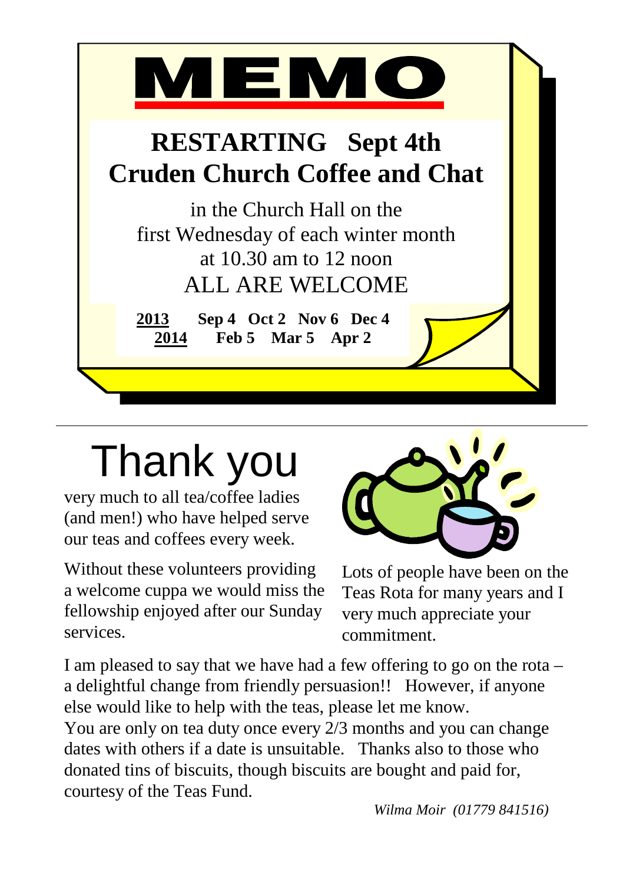# MEMO

## RESTARTING Sept 4th
## Cruden Church Coffee and Chat

in the Church Hall on the
first Wednesday of each winter month
at 10.30 am to 12 noon
ALL ARE WELCOME

**2013** **Sep 4 Oct 2 Nov 6 Dec 4**
**2014** **Feb 5 Mar 5 Apr 2**

---

# Thank you

very much to all tea/coffee ladies (and men!) who have helped serve our teas and coffees every week.

Without these volunteers providing a welcome cuppa we would miss the fellowship enjoyed after our Sunday services.

Lots of people have been on the Teas Rota for many years and I very much appreciate your commitment.

I am pleased to say that we have had a few offering to go on the rota – a delightful change from friendly persuasion!! However, if anyone else would like to help with the teas, please let me know.
You are only on tea duty once every 2/3 months and you can change dates with others if a date is unsuitable. Thanks also to those who donated tins of biscuits, though biscuits are bought and paid for, courtesy of the Teas Fund.

*Wilma Moir (01779 841516)*